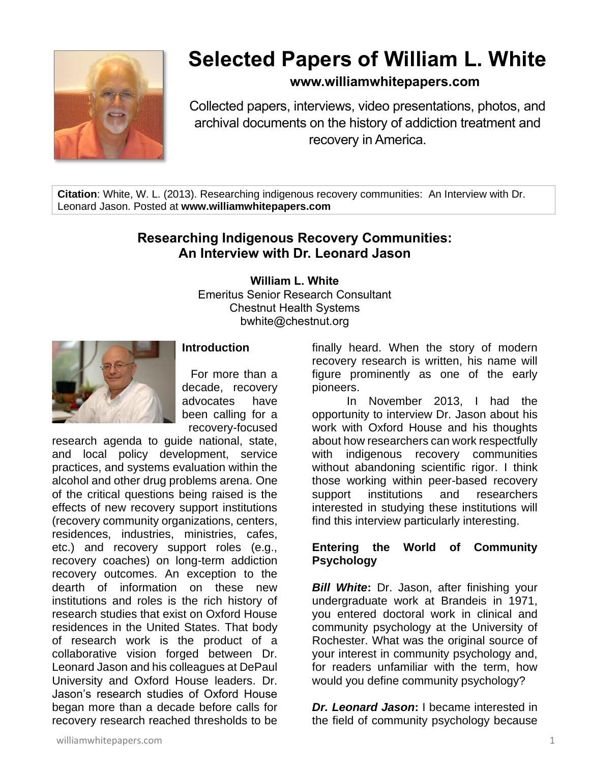# Selected Papers of William L. White

**www.williamwhitepapers.com**

Collected papers, interviews, video presentations, photos, and archival documents on the history of addiction treatment and recovery in America.

**Citation**: White, W. L. (2013). Researching indigenous recovery communities: An Interview with Dr. Leonard Jason. Posted at **www.williamwhitepapers.com**

## Researching Indigenous Recovery Communities: An Interview with Dr. Leonard Jason

**William L. White**
Emeritus Senior Research Consultant
Chestnut Health Systems
bwhite@chestnut.org

### Introduction

For more than a decade, recovery advocates have been calling for a recovery-focused research agenda to guide national, state, and local policy development, service practices, and systems evaluation within the alcohol and other drug problems arena. One of the critical questions being raised is the effects of new recovery support institutions (recovery community organizations, centers, residences, industries, ministries, cafes, etc.) and recovery support roles (e.g., recovery coaches) on long-term addiction recovery outcomes. An exception to the dearth of information on these new institutions and roles is the rich history of research studies that exist on Oxford House residences in the United States. That body of research work is the product of a collaborative vision forged between Dr. Leonard Jason and his colleagues at DePaul University and Oxford House leaders. Dr. Jason's research studies of Oxford House began more than a decade before calls for recovery research reached thresholds to be finally heard. When the story of modern recovery research is written, his name will figure prominently as one of the early pioneers.

In November 2013, I had the opportunity to interview Dr. Jason about his work with Oxford House and his thoughts about how researchers can work respectfully with indigenous recovery communities without abandoning scientific rigor. I think those working within peer-based recovery support institutions and researchers interested in studying these institutions will find this interview particularly interesting.

### Entering the World of Community Psychology

***Bill White*:** Dr. Jason, after finishing your undergraduate work at Brandeis in 1971, you entered doctoral work in clinical and community psychology at the University of Rochester. What was the original source of your interest in community psychology and, for readers unfamiliar with the term, how would you define community psychology?

***Dr. Leonard Jason*:** I became interested in the field of community psychology because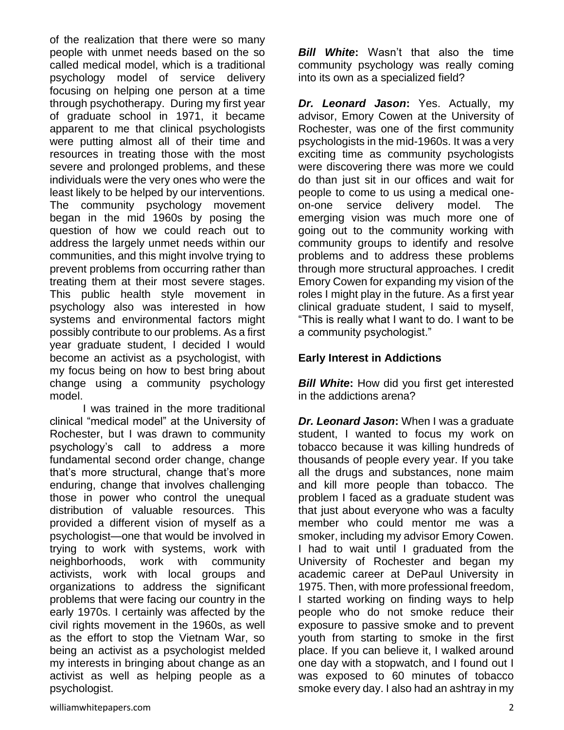of the realization that there were so many people with unmet needs based on the so called medical model, which is a traditional psychology model of service delivery focusing on helping one person at a time through psychotherapy. During my first year of graduate school in 1971, it became apparent to me that clinical psychologists were putting almost all of their time and resources in treating those with the most severe and prolonged problems, and these individuals were the very ones who were the least likely to be helped by our interventions. The community psychology movement began in the mid 1960s by posing the question of how we could reach out to address the largely unmet needs within our communities, and this might involve trying to prevent problems from occurring rather than treating them at their most severe stages. This public health style movement in psychology also was interested in how systems and environmental factors might possibly contribute to our problems. As a first year graduate student, I decided I would become an activist as a psychologist, with my focus being on how to best bring about change using a community psychology model.

I was trained in the more traditional clinical "medical model" at the University of Rochester, but I was drawn to community psychology's call to address a more fundamental second order change, change that's more structural, change that's more enduring, change that involves challenging those in power who control the unequal distribution of valuable resources. This provided a different vision of myself as a psychologist—one that would be involved in trying to work with systems, work with neighborhoods, work with community activists, work with local groups and organizations to address the significant problems that were facing our country in the early 1970s. I certainly was affected by the civil rights movement in the 1960s, as well as the effort to stop the Vietnam War, so being an activist as a psychologist melded my interests in bringing about change as an activist as well as helping people as a psychologist.

***Bill White*:** Wasn't that also the time community psychology was really coming into its own as a specialized field?

***Dr. Leonard Jason*:** Yes. Actually, my advisor, Emory Cowen at the University of Rochester, was one of the first community psychologists in the mid-1960s. It was a very exciting time as community psychologists were discovering there was more we could do than just sit in our offices and wait for people to come to us using a medical one-on-one service delivery model. The emerging vision was much more one of going out to the community working with community groups to identify and resolve problems and to address these problems through more structural approaches. I credit Emory Cowen for expanding my vision of the roles I might play in the future. As a first year clinical graduate student, I said to myself, "This is really what I want to do. I want to be a community psychologist."

## Early Interest in Addictions

***Bill White*:** How did you first get interested in the addictions arena?

***Dr. Leonard Jason*:** When I was a graduate student, I wanted to focus my work on tobacco because it was killing hundreds of thousands of people every year. If you take all the drugs and substances, none maim and kill more people than tobacco. The problem I faced as a graduate student was that just about everyone who was a faculty member who could mentor me was a smoker, including my advisor Emory Cowen. I had to wait until I graduated from the University of Rochester and began my academic career at DePaul University in 1975. Then, with more professional freedom, I started working on finding ways to help people who do not smoke reduce their exposure to passive smoke and to prevent youth from starting to smoke in the first place. If you can believe it, I walked around one day with a stopwatch, and I found out I was exposed to 60 minutes of tobacco smoke every day. I also had an ashtray in my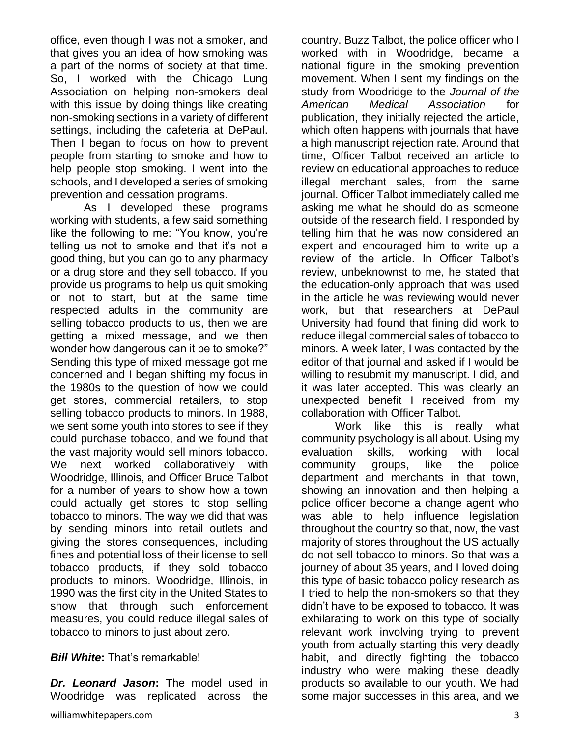office, even though I was not a smoker, and that gives you an idea of how smoking was a part of the norms of society at that time. So, I worked with the Chicago Lung Association on helping non-smokers deal with this issue by doing things like creating non-smoking sections in a variety of different settings, including the cafeteria at DePaul. Then I began to focus on how to prevent people from starting to smoke and how to help people stop smoking. I went into the schools, and I developed a series of smoking prevention and cessation programs.

As I developed these programs working with students, a few said something like the following to me: "You know, you're telling us not to smoke and that it's not a good thing, but you can go to any pharmacy or a drug store and they sell tobacco. If you provide us programs to help us quit smoking or not to start, but at the same time respected adults in the community are selling tobacco products to us, then we are getting a mixed message, and we then wonder how dangerous can it be to smoke?" Sending this type of mixed message got me concerned and I began shifting my focus in the 1980s to the question of how we could get stores, commercial retailers, to stop selling tobacco products to minors. In 1988, we sent some youth into stores to see if they could purchase tobacco, and we found that the vast majority would sell minors tobacco. We next worked collaboratively with Woodridge, Illinois, and Officer Bruce Talbot for a number of years to show how a town could actually get stores to stop selling tobacco to minors. The way we did that was by sending minors into retail outlets and giving the stores consequences, including fines and potential loss of their license to sell tobacco products, if they sold tobacco products to minors. Woodridge, Illinois, in 1990 was the first city in the United States to show that through such enforcement measures, you could reduce illegal sales of tobacco to minors to just about zero.

***Bill White*:** That's remarkable!

***Dr. Leonard Jason*:** The model used in Woodridge was replicated across the country. Buzz Talbot, the police officer who I worked with in Woodridge, became a national figure in the smoking prevention movement. When I sent my findings on the study from Woodridge to the *Journal of the American Medical Association* for publication, they initially rejected the article, which often happens with journals that have a high manuscript rejection rate. Around that time, Officer Talbot received an article to review on educational approaches to reduce illegal merchant sales, from the same journal. Officer Talbot immediately called me asking me what he should do as someone outside of the research field. I responded by telling him that he was now considered an expert and encouraged him to write up a review of the article. In Officer Talbot's review, unbeknownst to me, he stated that the education-only approach that was used in the article he was reviewing would never work, but that researchers at DePaul University had found that fining did work to reduce illegal commercial sales of tobacco to minors. A week later, I was contacted by the editor of that journal and asked if I would be willing to resubmit my manuscript. I did, and it was later accepted. This was clearly an unexpected benefit I received from my collaboration with Officer Talbot.

Work like this is really what community psychology is all about. Using my evaluation skills, working with local community groups, like the police department and merchants in that town, showing an innovation and then helping a police officer become a change agent who was able to help influence legislation throughout the country so that, now, the vast majority of stores throughout the US actually do not sell tobacco to minors. So that was a journey of about 35 years, and I loved doing this type of basic tobacco policy research as I tried to help the non-smokers so that they didn't have to be exposed to tobacco. It was exhilarating to work on this type of socially relevant work involving trying to prevent youth from actually starting this very deadly habit, and directly fighting the tobacco industry who were making these deadly products so available to our youth. We had some major successes in this area, and we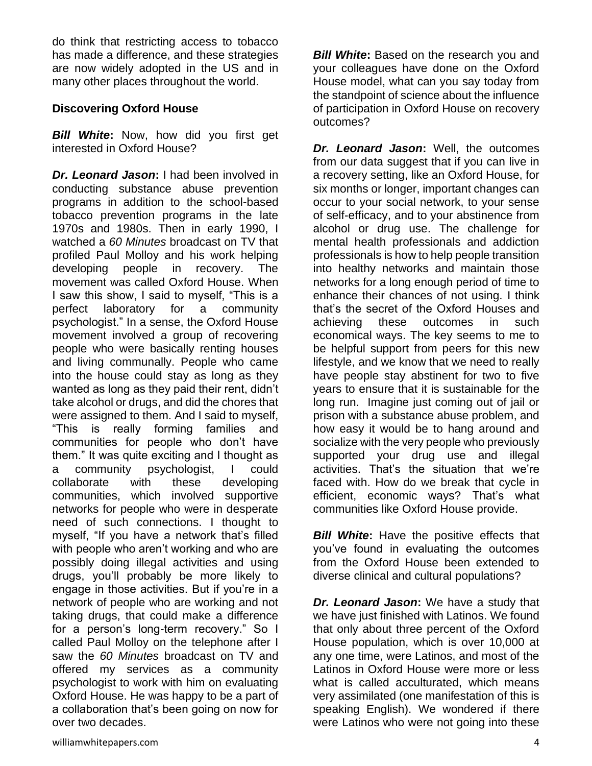do think that restricting access to tobacco has made a difference, and these strategies are now widely adopted in the US and in many other places throughout the world.

### Discovering Oxford House

***Bill White*:** Now, how did you first get interested in Oxford House?

***Dr. Leonard Jason*:** I had been involved in conducting substance abuse prevention programs in addition to the school-based tobacco prevention programs in the late 1970s and 1980s. Then in early 1990, I watched a *60 Minutes* broadcast on TV that profiled Paul Molloy and his work helping developing people in recovery. The movement was called Oxford House. When I saw this show, I said to myself, "This is a perfect laboratory for a community psychologist." In a sense, the Oxford House movement involved a group of recovering people who were basically renting houses and living communally. People who came into the house could stay as long as they wanted as long as they paid their rent, didn't take alcohol or drugs, and did the chores that were assigned to them. And I said to myself, "This is really forming families and communities for people who don't have them." It was quite exciting and I thought as a community psychologist, I could collaborate with these developing communities, which involved supportive networks for people who were in desperate need of such connections. I thought to myself, "If you have a network that's filled with people who aren't working and who are possibly doing illegal activities and using drugs, you'll probably be more likely to engage in those activities. But if you're in a network of people who are working and not taking drugs, that could make a difference for a person's long-term recovery." So I called Paul Molloy on the telephone after I saw the *60 Minutes* broadcast on TV and offered my services as a community psychologist to work with him on evaluating Oxford House. He was happy to be a part of a collaboration that's been going on now for over two decades.

***Bill White*:** Based on the research you and your colleagues have done on the Oxford House model, what can you say today from the standpoint of science about the influence of participation in Oxford House on recovery outcomes?

***Dr. Leonard Jason*:** Well, the outcomes from our data suggest that if you can live in a recovery setting, like an Oxford House, for six months or longer, important changes can occur to your social network, to your sense of self-efficacy, and to your abstinence from alcohol or drug use. The challenge for mental health professionals and addiction professionals is how to help people transition into healthy networks and maintain those networks for a long enough period of time to enhance their chances of not using. I think that's the secret of the Oxford Houses and achieving these outcomes in such economical ways. The key seems to me to be helpful support from peers for this new lifestyle, and we know that we need to really have people stay abstinent for two to five years to ensure that it is sustainable for the long run. Imagine just coming out of jail or prison with a substance abuse problem, and how easy it would be to hang around and socialize with the very people who previously supported your drug use and illegal activities. That's the situation that we're faced with. How do we break that cycle in efficient, economic ways? That's what communities like Oxford House provide.

***Bill White*:** Have the positive effects that you've found in evaluating the outcomes from the Oxford House been extended to diverse clinical and cultural populations?

***Dr. Leonard Jason*:** We have a study that we have just finished with Latinos. We found that only about three percent of the Oxford House population, which is over 10,000 at any one time, were Latinos, and most of the Latinos in Oxford House were more or less what is called acculturated, which means very assimilated (one manifestation of this is speaking English). We wondered if there were Latinos who were not going into these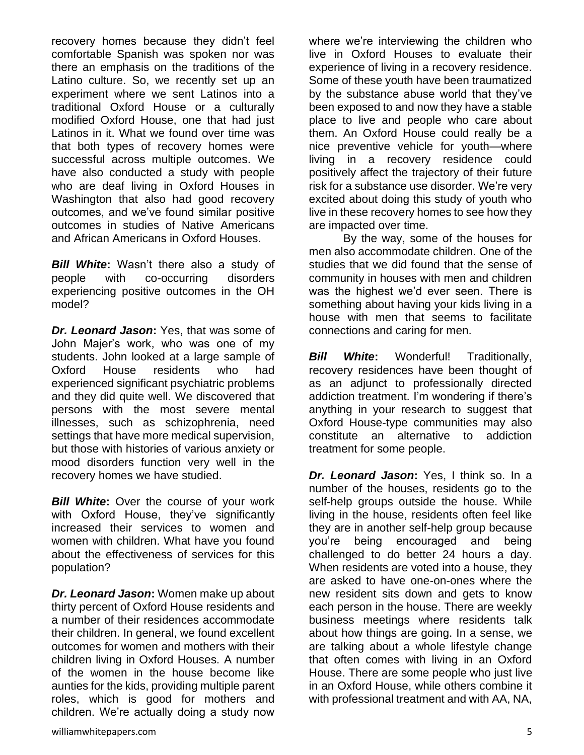recovery homes because they didn't feel comfortable Spanish was spoken nor was there an emphasis on the traditions of the Latino culture. So, we recently set up an experiment where we sent Latinos into a traditional Oxford House or a culturally modified Oxford House, one that had just Latinos in it. What we found over time was that both types of recovery homes were successful across multiple outcomes. We have also conducted a study with people who are deaf living in Oxford Houses in Washington that also had good recovery outcomes, and we've found similar positive outcomes in studies of Native Americans and African Americans in Oxford Houses.

***Bill White*:** Wasn't there also a study of people with co-occurring disorders experiencing positive outcomes in the OH model?

***Dr. Leonard Jason*:** Yes, that was some of John Majer's work, who was one of my students. John looked at a large sample of Oxford House residents who had experienced significant psychiatric problems and they did quite well. We discovered that persons with the most severe mental illnesses, such as schizophrenia, need settings that have more medical supervision, but those with histories of various anxiety or mood disorders function very well in the recovery homes we have studied.

***Bill White*:** Over the course of your work with Oxford House, they've significantly increased their services to women and women with children. What have you found about the effectiveness of services for this population?

***Dr. Leonard Jason*:** Women make up about thirty percent of Oxford House residents and a number of their residences accommodate their children. In general, we found excellent outcomes for women and mothers with their children living in Oxford Houses. A number of the women in the house become like aunties for the kids, providing multiple parent roles, which is good for mothers and children. We're actually doing a study now where we're interviewing the children who live in Oxford Houses to evaluate their experience of living in a recovery residence. Some of these youth have been traumatized by the substance abuse world that they've been exposed to and now they have a stable place to live and people who care about them. An Oxford House could really be a nice preventive vehicle for youth—where living in a recovery residence could positively affect the trajectory of their future risk for a substance use disorder. We're very excited about doing this study of youth who live in these recovery homes to see how they are impacted over time.

By the way, some of the houses for men also accommodate children. One of the studies that we did found that the sense of community in houses with men and children was the highest we'd ever seen. There is something about having your kids living in a house with men that seems to facilitate connections and caring for men.

***Bill White*:** Wonderful! Traditionally, recovery residences have been thought of as an adjunct to professionally directed addiction treatment. I'm wondering if there's anything in your research to suggest that Oxford House-type communities may also constitute an alternative to addiction treatment for some people.

***Dr. Leonard Jason*:** Yes, I think so. In a number of the houses, residents go to the self-help groups outside the house. While living in the house, residents often feel like they are in another self-help group because you're being encouraged and being challenged to do better 24 hours a day. When residents are voted into a house, they are asked to have one-on-ones where the new resident sits down and gets to know each person in the house. There are weekly business meetings where residents talk about how things are going. In a sense, we are talking about a whole lifestyle change that often comes with living in an Oxford House. There are some people who just live in an Oxford House, while others combine it with professional treatment and with AA, NA,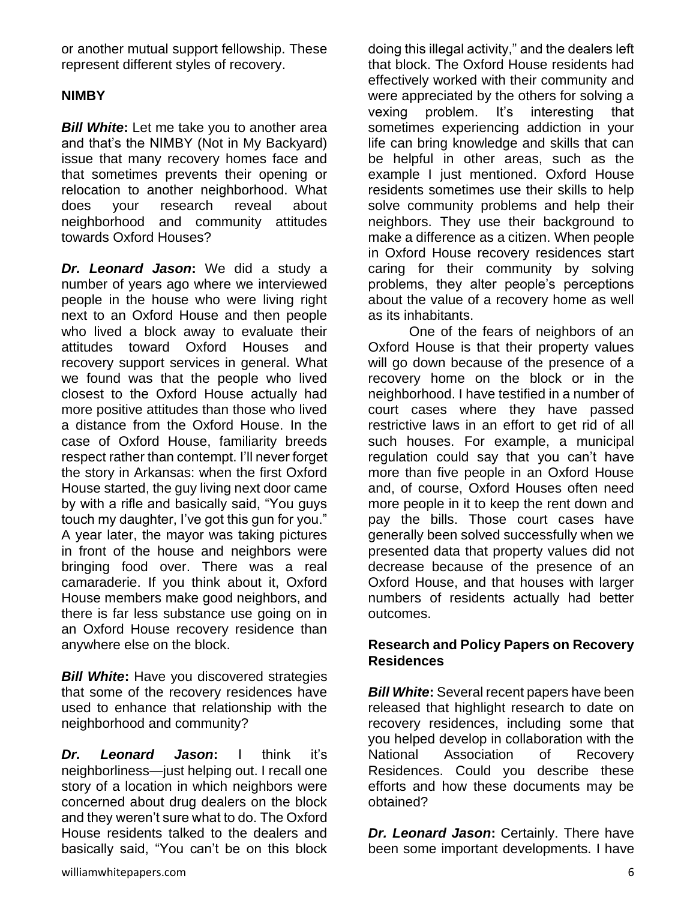or another mutual support fellowship. These represent different styles of recovery.

**NIMBY**

***Bill White*:** Let me take you to another area and that's the NIMBY (Not in My Backyard) issue that many recovery homes face and that sometimes prevents their opening or relocation to another neighborhood. What does your research reveal about neighborhood and community attitudes towards Oxford Houses?

***Dr. Leonard Jason*:** We did a study a number of years ago where we interviewed people in the house who were living right next to an Oxford House and then people who lived a block away to evaluate their attitudes toward Oxford Houses and recovery support services in general. What we found was that the people who lived closest to the Oxford House actually had more positive attitudes than those who lived a distance from the Oxford House. In the case of Oxford House, familiarity breeds respect rather than contempt. I'll never forget the story in Arkansas: when the first Oxford House started, the guy living next door came by with a rifle and basically said, "You guys touch my daughter, I've got this gun for you." A year later, the mayor was taking pictures in front of the house and neighbors were bringing food over. There was a real camaraderie. If you think about it, Oxford House members make good neighbors, and there is far less substance use going on in an Oxford House recovery residence than anywhere else on the block.

***Bill White*:** Have you discovered strategies that some of the recovery residences have used to enhance that relationship with the neighborhood and community?

***Dr. Leonard Jason*:** I think it's neighborliness—just helping out. I recall one story of a location in which neighbors were concerned about drug dealers on the block and they weren't sure what to do. The Oxford House residents talked to the dealers and basically said, "You can't be on this block doing this illegal activity," and the dealers left that block. The Oxford House residents had effectively worked with their community and were appreciated by the others for solving a vexing problem. It's interesting that sometimes experiencing addiction in your life can bring knowledge and skills that can be helpful in other areas, such as the example I just mentioned. Oxford House residents sometimes use their skills to help solve community problems and help their neighbors. They use their background to make a difference as a citizen. When people in Oxford House recovery residences start caring for their community by solving problems, they alter people's perceptions about the value of a recovery home as well as its inhabitants.

One of the fears of neighbors of an Oxford House is that their property values will go down because of the presence of a recovery home on the block or in the neighborhood. I have testified in a number of court cases where they have passed restrictive laws in an effort to get rid of all such houses. For example, a municipal regulation could say that you can't have more than five people in an Oxford House and, of course, Oxford Houses often need more people in it to keep the rent down and pay the bills. Those court cases have generally been solved successfully when we presented data that property values did not decrease because of the presence of an Oxford House, and that houses with larger numbers of residents actually had better outcomes.

**Research and Policy Papers on Recovery Residences**

***Bill White*:** Several recent papers have been released that highlight research to date on recovery residences, including some that you helped develop in collaboration with the National Association of Recovery Residences. Could you describe these efforts and how these documents may be obtained?

***Dr. Leonard Jason*:** Certainly. There have been some important developments. I have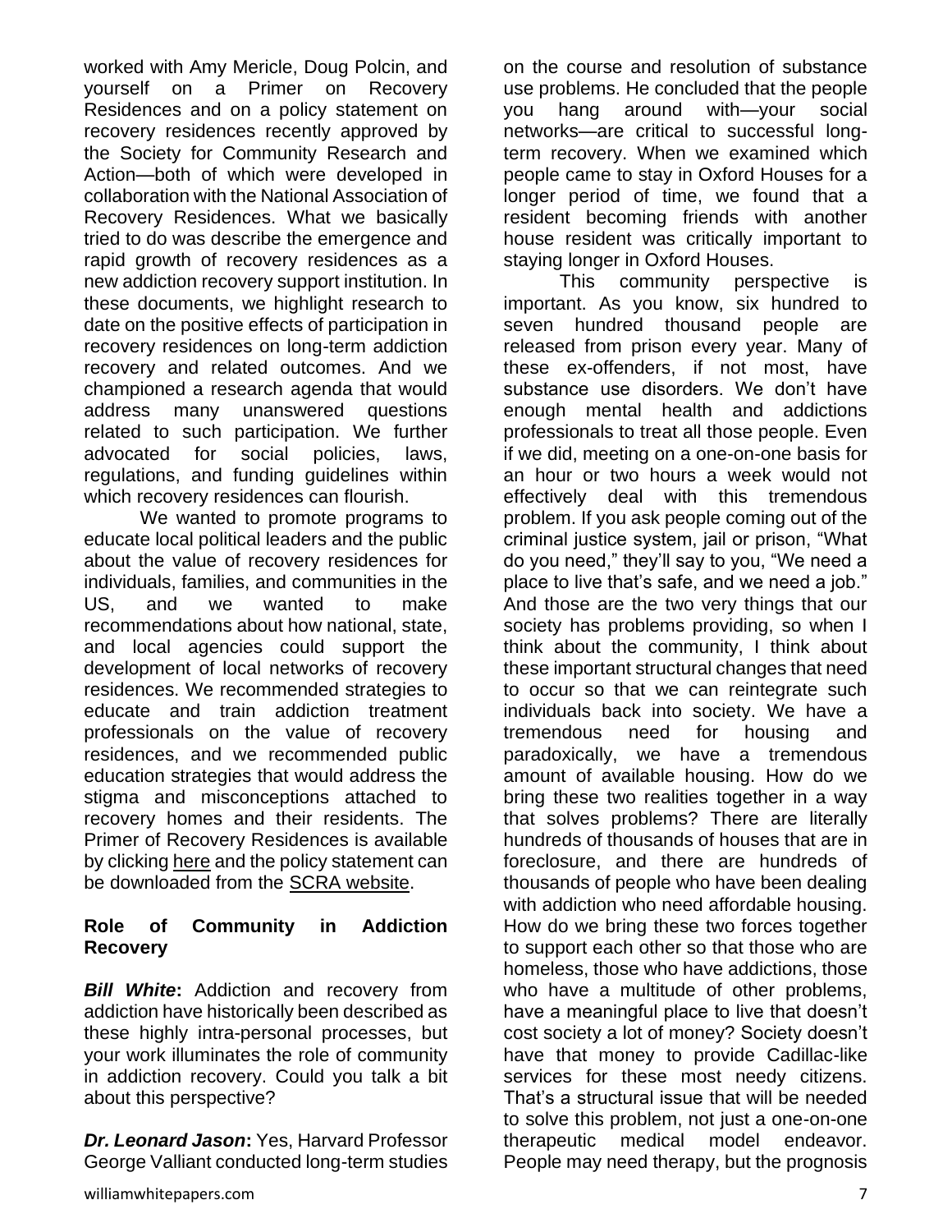worked with Amy Mericle, Doug Polcin, and yourself on a Primer on Recovery Residences and on a policy statement on recovery residences recently approved by the Society for Community Research and Action—both of which were developed in collaboration with the National Association of Recovery Residences. What we basically tried to do was describe the emergence and rapid growth of recovery residences as a new addiction recovery support institution. In these documents, we highlight research to date on the positive effects of participation in recovery residences on long-term addiction recovery and related outcomes. And we championed a research agenda that would address many unanswered questions related to such participation. We further advocated for social policies, laws, regulations, and funding guidelines within which recovery residences can flourish.

We wanted to promote programs to educate local political leaders and the public about the value of recovery residences for individuals, families, and communities in the US, and we wanted to make recommendations about how national, state, and local agencies could support the development of local networks of recovery residences. We recommended strategies to educate and train addiction treatment professionals on the value of recovery residences, and we recommended public education strategies that would address the stigma and misconceptions attached to recovery homes and their residents. The Primer of Recovery Residences is available by clicking here and the policy statement can be downloaded from the SCRA website.

### Role of Community in Addiction Recovery

***Bill White*:** Addiction and recovery from addiction have historically been described as these highly intra-personal processes, but your work illuminates the role of community in addiction recovery. Could you talk a bit about this perspective?

***Dr. Leonard Jason*:** Yes, Harvard Professor George Valliant conducted long-term studies on the course and resolution of substance use problems. He concluded that the people you hang around with—your social networks—are critical to successful long-term recovery. When we examined which people came to stay in Oxford Houses for a longer period of time, we found that a resident becoming friends with another house resident was critically important to staying longer in Oxford Houses.

This community perspective is important. As you know, six hundred to seven hundred thousand people are released from prison every year. Many of these ex-offenders, if not most, have substance use disorders. We don't have enough mental health and addictions professionals to treat all those people. Even if we did, meeting on a one-on-one basis for an hour or two hours a week would not effectively deal with this tremendous problem. If you ask people coming out of the criminal justice system, jail or prison, "What do you need," they'll say to you, "We need a place to live that's safe, and we need a job." And those are the two very things that our society has problems providing, so when I think about the community, I think about these important structural changes that need to occur so that we can reintegrate such individuals back into society. We have a tremendous need for housing and paradoxically, we have a tremendous amount of available housing. How do we bring these two realities together in a way that solves problems? There are literally hundreds of thousands of houses that are in foreclosure, and there are hundreds of thousands of people who have been dealing with addiction who need affordable housing. How do we bring these two forces together to support each other so that those who are homeless, those who have addictions, those who have a multitude of other problems, have a meaningful place to live that doesn't cost society a lot of money? Society doesn't have that money to provide Cadillac-like services for these most needy citizens. That's a structural issue that will be needed to solve this problem, not just a one-on-one therapeutic medical model endeavor. People may need therapy, but the prognosis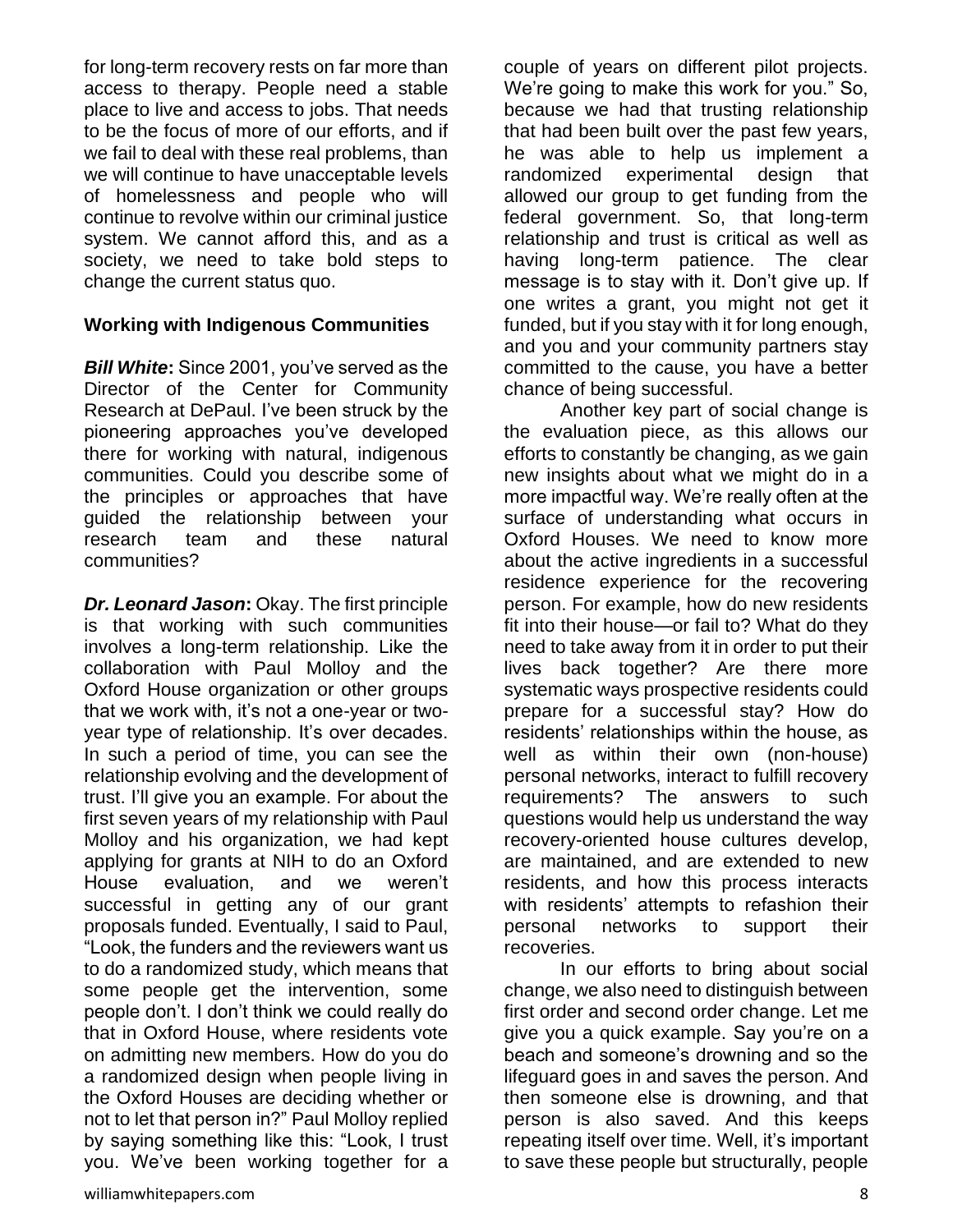for long-term recovery rests on far more than access to therapy. People need a stable place to live and access to jobs. That needs to be the focus of more of our efforts, and if we fail to deal with these real problems, than we will continue to have unacceptable levels of homelessness and people who will continue to revolve within our criminal justice system. We cannot afford this, and as a society, we need to take bold steps to change the current status quo.

**Working with Indigenous Communities**

***Bill White*:** Since 2001, you've served as the Director of the Center for Community Research at DePaul. I've been struck by the pioneering approaches you've developed there for working with natural, indigenous communities. Could you describe some of the principles or approaches that have guided the relationship between your research team and these natural communities?

***Dr. Leonard Jason*:** Okay. The first principle is that working with such communities involves a long-term relationship. Like the collaboration with Paul Molloy and the Oxford House organization or other groups that we work with, it's not a one-year or two-year type of relationship. It's over decades. In such a period of time, you can see the relationship evolving and the development of trust. I'll give you an example. For about the first seven years of my relationship with Paul Molloy and his organization, we had kept applying for grants at NIH to do an Oxford House evaluation, and we weren't successful in getting any of our grant proposals funded. Eventually, I said to Paul, "Look, the funders and the reviewers want us to do a randomized study, which means that some people get the intervention, some people don't. I don't think we could really do that in Oxford House, where residents vote on admitting new members. How do you do a randomized design when people living in the Oxford Houses are deciding whether or not to let that person in?" Paul Molloy replied by saying something like this: "Look, I trust you. We've been working together for a couple of years on different pilot projects. We're going to make this work for you." So, because we had that trusting relationship that had been built over the past few years, he was able to help us implement a randomized experimental design that allowed our group to get funding from the federal government. So, that long-term relationship and trust is critical as well as having long-term patience. The clear message is to stay with it. Don't give up. If one writes a grant, you might not get it funded, but if you stay with it for long enough, and you and your community partners stay committed to the cause, you have a better chance of being successful.

Another key part of social change is the evaluation piece, as this allows our efforts to constantly be changing, as we gain new insights about what we might do in a more impactful way. We're really often at the surface of understanding what occurs in Oxford Houses. We need to know more about the active ingredients in a successful residence experience for the recovering person. For example, how do new residents fit into their house—or fail to? What do they need to take away from it in order to put their lives back together? Are there more systematic ways prospective residents could prepare for a successful stay? How do residents' relationships within the house, as well as within their own (non-house) personal networks, interact to fulfill recovery requirements? The answers to such questions would help us understand the way recovery-oriented house cultures develop, are maintained, and are extended to new residents, and how this process interacts with residents' attempts to refashion their personal networks to support their recoveries.

In our efforts to bring about social change, we also need to distinguish between first order and second order change. Let me give you a quick example. Say you're on a beach and someone's drowning and so the lifeguard goes in and saves the person. And then someone else is drowning, and that person is also saved. And this keeps repeating itself over time. Well, it's important to save these people but structurally, people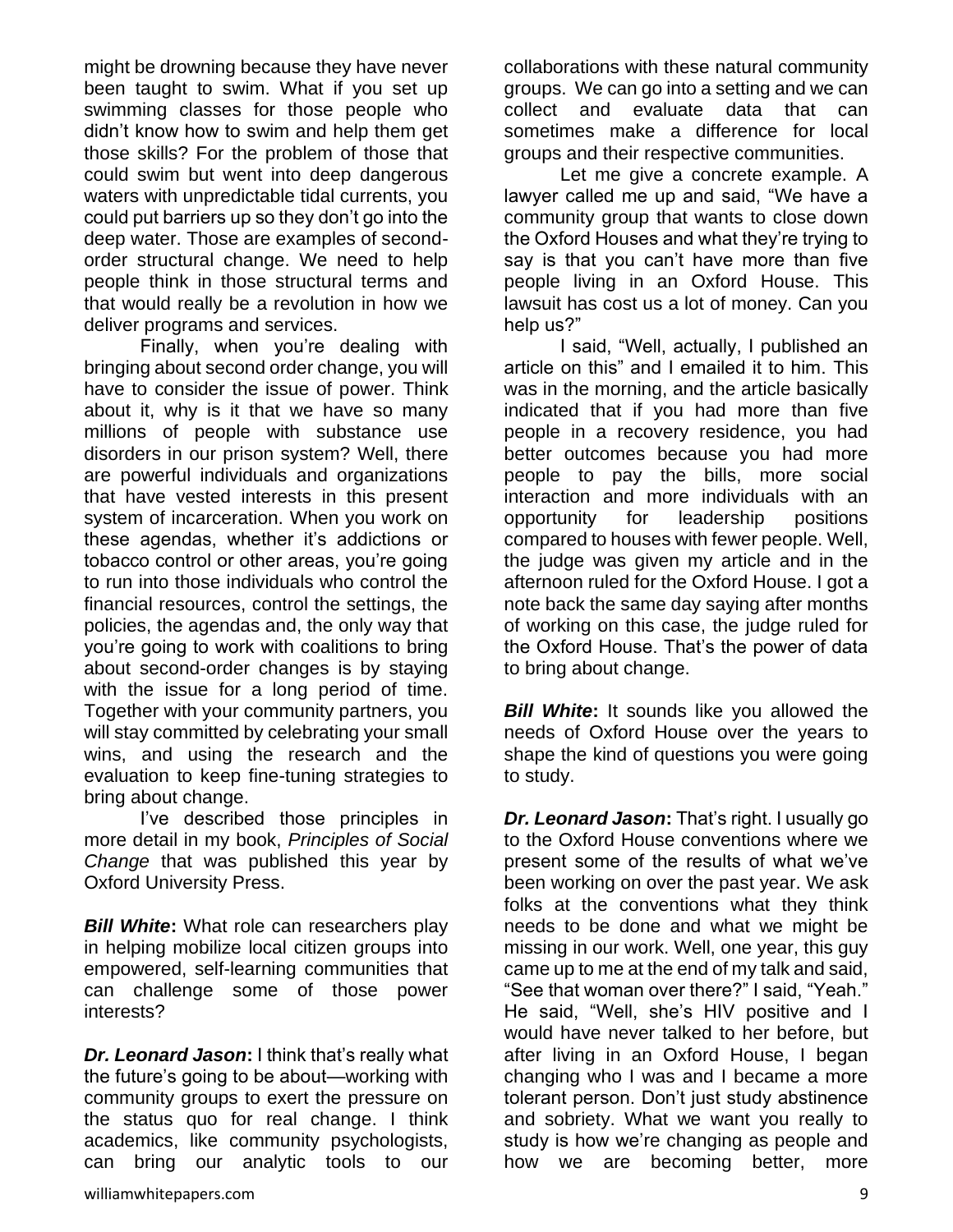might be drowning because they have never been taught to swim. What if you set up swimming classes for those people who didn't know how to swim and help them get those skills? For the problem of those that could swim but went into deep dangerous waters with unpredictable tidal currents, you could put barriers up so they don't go into the deep water. Those are examples of second-order structural change. We need to help people think in those structural terms and that would really be a revolution in how we deliver programs and services.

Finally, when you're dealing with bringing about second order change, you will have to consider the issue of power. Think about it, why is it that we have so many millions of people with substance use disorders in our prison system? Well, there are powerful individuals and organizations that have vested interests in this present system of incarceration. When you work on these agendas, whether it's addictions or tobacco control or other areas, you're going to run into those individuals who control the financial resources, control the settings, the policies, the agendas and, the only way that you're going to work with coalitions to bring about second-order changes is by staying with the issue for a long period of time. Together with your community partners, you will stay committed by celebrating your small wins, and using the research and the evaluation to keep fine-tuning strategies to bring about change.

I've described those principles in more detail in my book, *Principles of Social Change* that was published this year by Oxford University Press.

***Bill White*:** What role can researchers play in helping mobilize local citizen groups into empowered, self-learning communities that can challenge some of those power interests?

***Dr. Leonard Jason*:** I think that's really what the future's going to be about—working with community groups to exert the pressure on the status quo for real change. I think academics, like community psychologists, can bring our analytic tools to our collaborations with these natural community groups. We can go into a setting and we can collect and evaluate data that can sometimes make a difference for local groups and their respective communities.

Let me give a concrete example. A lawyer called me up and said, "We have a community group that wants to close down the Oxford Houses and what they're trying to say is that you can't have more than five people living in an Oxford House. This lawsuit has cost us a lot of money. Can you help us?"

I said, "Well, actually, I published an article on this" and I emailed it to him. This was in the morning, and the article basically indicated that if you had more than five people in a recovery residence, you had better outcomes because you had more people to pay the bills, more social interaction and more individuals with an opportunity for leadership positions compared to houses with fewer people. Well, the judge was given my article and in the afternoon ruled for the Oxford House. I got a note back the same day saying after months of working on this case, the judge ruled for the Oxford House. That's the power of data to bring about change.

***Bill White*:** It sounds like you allowed the needs of Oxford House over the years to shape the kind of questions you were going to study.

***Dr. Leonard Jason*:** That's right. I usually go to the Oxford House conventions where we present some of the results of what we've been working on over the past year. We ask folks at the conventions what they think needs to be done and what we might be missing in our work. Well, one year, this guy came up to me at the end of my talk and said, "See that woman over there?" I said, "Yeah." He said, "Well, she's HIV positive and I would have never talked to her before, but after living in an Oxford House, I began changing who I was and I became a more tolerant person. Don't just study abstinence and sobriety. What we want you really to study is how we're changing as people and how we are becoming better, more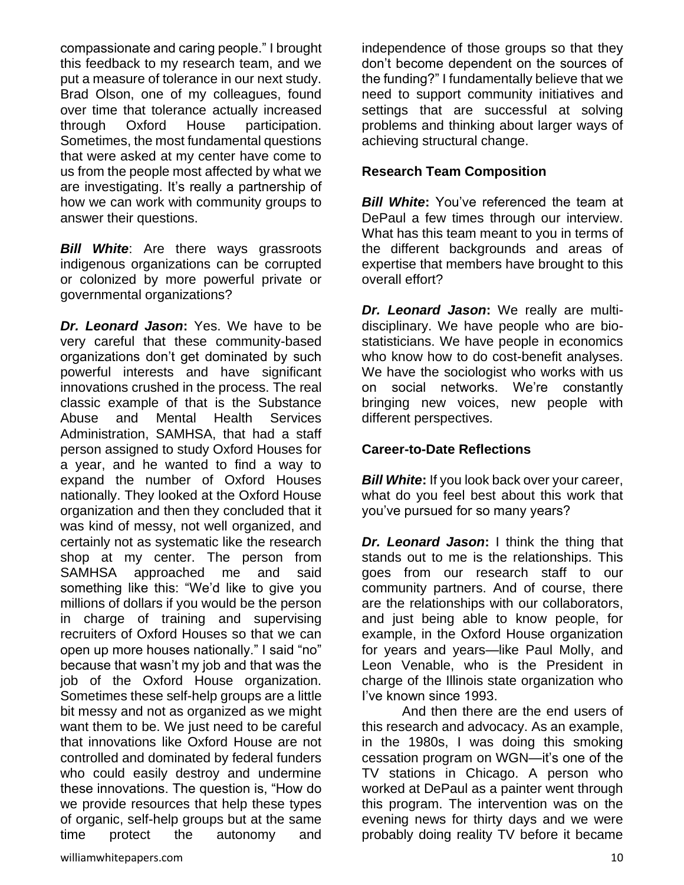compassionate and caring people." I brought this feedback to my research team, and we put a measure of tolerance in our next study. Brad Olson, one of my colleagues, found over time that tolerance actually increased through Oxford House participation. Sometimes, the most fundamental questions that were asked at my center have come to us from the people most affected by what we are investigating. It's really a partnership of how we can work with community groups to answer their questions.

***Bill White***: Are there ways grassroots indigenous organizations can be corrupted or colonized by more powerful private or governmental organizations?

***Dr. Leonard Jason*:** Yes. We have to be very careful that these community-based organizations don't get dominated by such powerful interests and have significant innovations crushed in the process. The real classic example of that is the Substance Abuse and Mental Health Services Administration, SAMHSA, that had a staff person assigned to study Oxford Houses for a year, and he wanted to find a way to expand the number of Oxford Houses nationally. They looked at the Oxford House organization and then they concluded that it was kind of messy, not well organized, and certainly not as systematic like the research shop at my center. The person from SAMHSA approached me and said something like this: "We'd like to give you millions of dollars if you would be the person in charge of training and supervising recruiters of Oxford Houses so that we can open up more houses nationally." I said "no" because that wasn't my job and that was the job of the Oxford House organization. Sometimes these self-help groups are a little bit messy and not as organized as we might want them to be. We just need to be careful that innovations like Oxford House are not controlled and dominated by federal funders who could easily destroy and undermine these innovations. The question is, "How do we provide resources that help these types of organic, self-help groups but at the same time protect the autonomy and independence of those groups so that they don't become dependent on the sources of the funding?" I fundamentally believe that we need to support community initiatives and settings that are successful at solving problems and thinking about larger ways of achieving structural change.

**Research Team Composition**

***Bill White*:** You've referenced the team at DePaul a few times through our interview. What has this team meant to you in terms of the different backgrounds and areas of expertise that members have brought to this overall effort?

***Dr. Leonard Jason*:** We really are multi-disciplinary. We have people who are bio-statisticians. We have people in economics who know how to do cost-benefit analyses. We have the sociologist who works with us on social networks. We're constantly bringing new voices, new people with different perspectives.

**Career-to-Date Reflections**

***Bill White*:** If you look back over your career, what do you feel best about this work that you've pursued for so many years?

***Dr. Leonard Jason*:** I think the thing that stands out to me is the relationships. This goes from our research staff to our community partners. And of course, there are the relationships with our collaborators, and just being able to know people, for example, in the Oxford House organization for years and years—like Paul Molly, and Leon Venable, who is the President in charge of the Illinois state organization who I've known since 1993.

And then there are the end users of this research and advocacy. As an example, in the 1980s, I was doing this smoking cessation program on WGN—it's one of the TV stations in Chicago. A person who worked at DePaul as a painter went through this program. The intervention was on the evening news for thirty days and we were probably doing reality TV before it became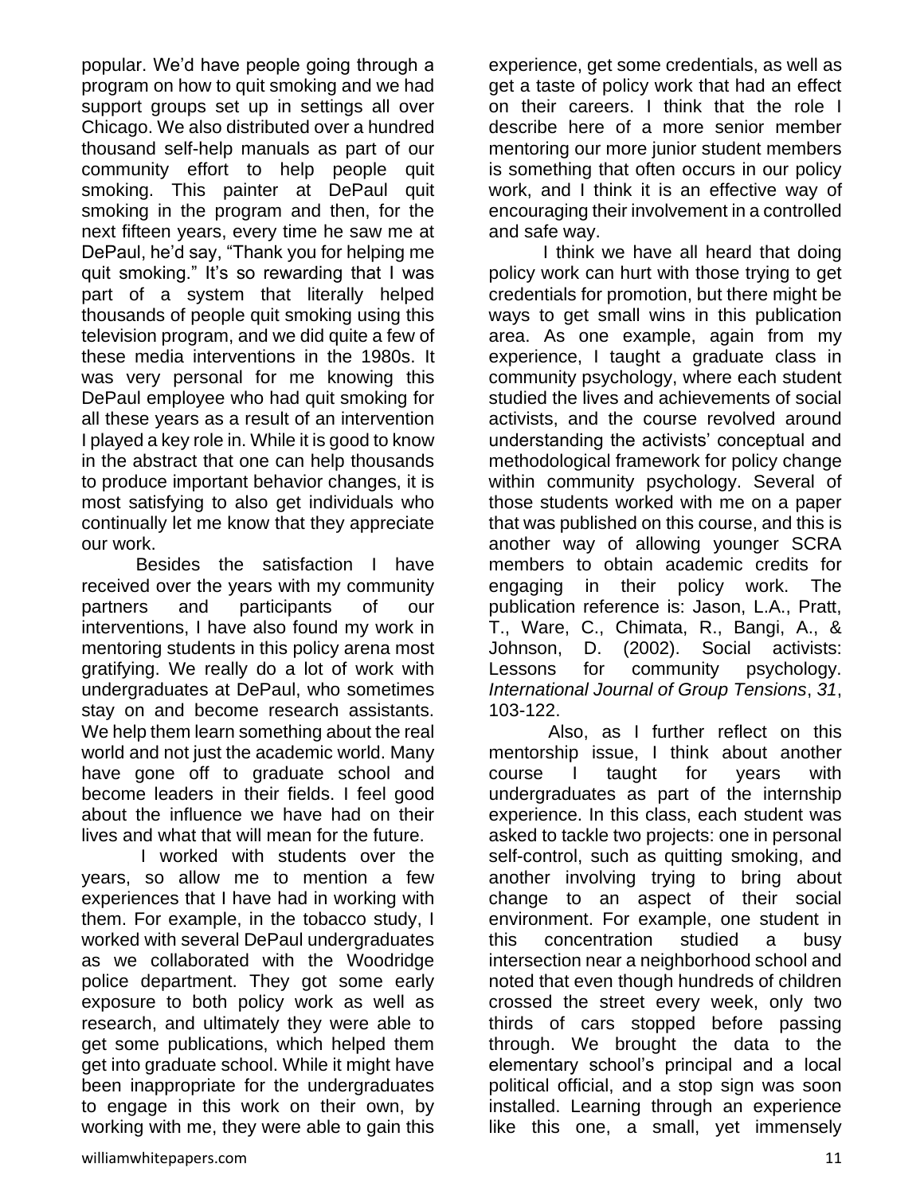popular. We'd have people going through a program on how to quit smoking and we had support groups set up in settings all over Chicago. We also distributed over a hundred thousand self-help manuals as part of our community effort to help people quit smoking. This painter at DePaul quit smoking in the program and then, for the next fifteen years, every time he saw me at DePaul, he'd say, "Thank you for helping me quit smoking." It's so rewarding that I was part of a system that literally helped thousands of people quit smoking using this television program, and we did quite a few of these media interventions in the 1980s. It was very personal for me knowing this DePaul employee who had quit smoking for all these years as a result of an intervention I played a key role in. While it is good to know in the abstract that one can help thousands to produce important behavior changes, it is most satisfying to also get individuals who continually let me know that they appreciate our work.

Besides the satisfaction I have received over the years with my community partners and participants of our interventions, I have also found my work in mentoring students in this policy arena most gratifying. We really do a lot of work with undergraduates at DePaul, who sometimes stay on and become research assistants. We help them learn something about the real world and not just the academic world. Many have gone off to graduate school and become leaders in their fields. I feel good about the influence we have had on their lives and what that will mean for the future.

I worked with students over the years, so allow me to mention a few experiences that I have had in working with them. For example, in the tobacco study, I worked with several DePaul undergraduates as we collaborated with the Woodridge police department. They got some early exposure to both policy work as well as research, and ultimately they were able to get some publications, which helped them get into graduate school. While it might have been inappropriate for the undergraduates to engage in this work on their own, by working with me, they were able to gain this experience, get some credentials, as well as get a taste of policy work that had an effect on their careers. I think that the role I describe here of a more senior member mentoring our more junior student members is something that often occurs in our policy work, and I think it is an effective way of encouraging their involvement in a controlled and safe way.

I think we have all heard that doing policy work can hurt with those trying to get credentials for promotion, but there might be ways to get small wins in this publication area. As one example, again from my experience, I taught a graduate class in community psychology, where each student studied the lives and achievements of social activists, and the course revolved around understanding the activists' conceptual and methodological framework for policy change within community psychology. Several of those students worked with me on a paper that was published on this course, and this is another way of allowing younger SCRA members to obtain academic credits for engaging in their policy work. The publication reference is: Jason, L.A., Pratt, T., Ware, C., Chimata, R., Bangi, A., & Johnson, D. (2002). Social activists: Lessons for community psychology. *International Journal of Group Tensions*, *31*, 103-122.

Also, as I further reflect on this mentorship issue, I think about another course I taught for years with undergraduates as part of the internship experience. In this class, each student was asked to tackle two projects: one in personal self-control, such as quitting smoking, and another involving trying to bring about change to an aspect of their social environment. For example, one student in this concentration studied a busy intersection near a neighborhood school and noted that even though hundreds of children crossed the street every week, only two thirds of cars stopped before passing through. We brought the data to the elementary school's principal and a local political official, and a stop sign was soon installed. Learning through an experience like this one, a small, yet immensely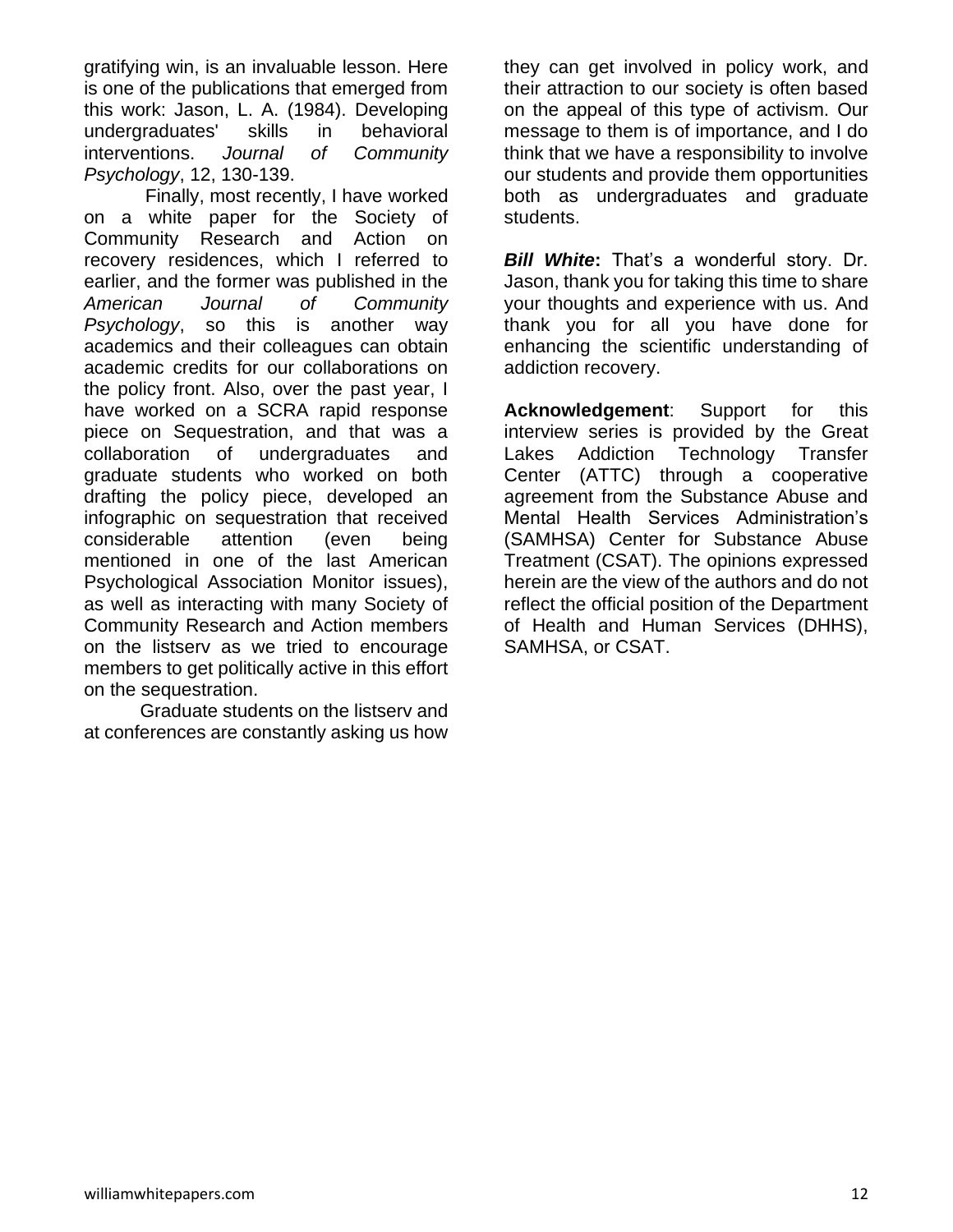gratifying win, is an invaluable lesson. Here is one of the publications that emerged from this work: Jason, L. A. (1984). Developing undergraduates' skills in behavioral interventions. *Journal of Community Psychology*, 12, 130-139.

Finally, most recently, I have worked on a white paper for the Society of Community Research and Action on recovery residences, which I referred to earlier, and the former was published in the *American Journal of Community Psychology*, so this is another way academics and their colleagues can obtain academic credits for our collaborations on the policy front. Also, over the past year, I have worked on a SCRA rapid response piece on Sequestration, and that was a collaboration of undergraduates and graduate students who worked on both drafting the policy piece, developed an infographic on sequestration that received considerable attention (even being mentioned in one of the last American Psychological Association Monitor issues), as well as interacting with many Society of Community Research and Action members on the listserv as we tried to encourage members to get politically active in this effort on the sequestration.

Graduate students on the listserv and at conferences are constantly asking us how they can get involved in policy work, and their attraction to our society is often based on the appeal of this type of activism. Our message to them is of importance, and I do think that we have a responsibility to involve our students and provide them opportunities both as undergraduates and graduate students.

***Bill White*:** That's a wonderful story. Dr. Jason, thank you for taking this time to share your thoughts and experience with us. And thank you for all you have done for enhancing the scientific understanding of addiction recovery.

**Acknowledgement**: Support for this interview series is provided by the Great Lakes Addiction Technology Transfer Center (ATTC) through a cooperative agreement from the Substance Abuse and Mental Health Services Administration's (SAMHSA) Center for Substance Abuse Treatment (CSAT). The opinions expressed herein are the view of the authors and do not reflect the official position of the Department of Health and Human Services (DHHS), SAMHSA, or CSAT.